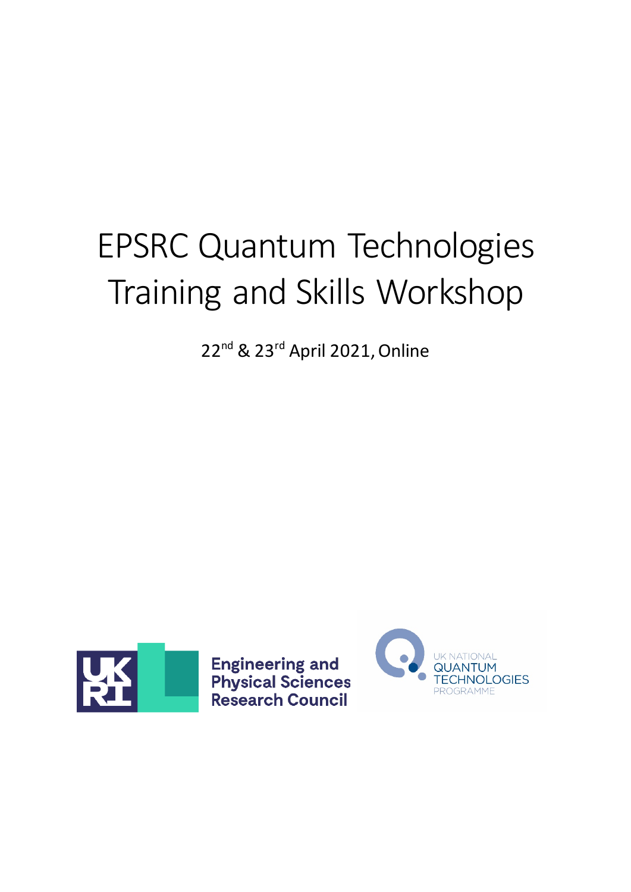# EPSRC Quantum Technologies Training and Skills Workshop

22nd & 23rd April 2021, Online

Engineering and Physical Sciences Research Council

UK NATIONAL QUANTUM TECHNOLOGIES PROGRAMME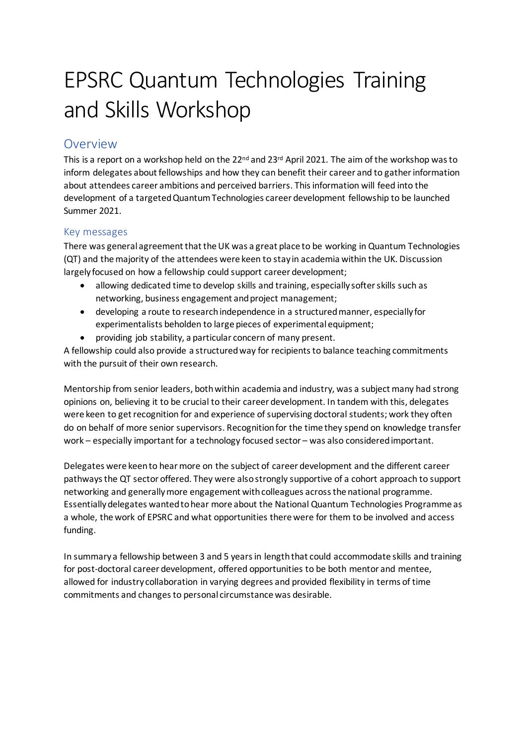# EPSRC Quantum Technologies Training and Skills Workshop

## Overview

This is a report on a workshop held on the 22nd and 23rd April 2021. The aim of the workshop was to inform delegates about fellowships and how they can benefit their career and to gather information about attendees career ambitions and perceived barriers. This information will feed into the development of a targeted Quantum Technologies career development fellowship to be launched Summer 2021.

### Key messages

There was general agreement that the UK was a great place to be working in Quantum Technologies (QT) and the majority of the attendees were keen to stay in academia within the UK. Discussion largely focused on how a fellowship could support career development;

- allowing dedicated time to develop skills and training, especially softer skills such as networking, business engagement and project management;
- developing a route to research independence in a structured manner, especially for experimentalists beholden to large pieces of experimental equipment;
- providing job stability, a particular concern of many present.

A fellowship could also provide a structured way for recipients to balance teaching commitments with the pursuit of their own research.

Mentorship from senior leaders, both within academia and industry, was a subject many had strong opinions on, believing it to be crucial to their career development. In tandem with this, delegates were keen to get recognition for and experience of supervising doctoral students; work they often do on behalf of more senior supervisors. Recognition for the time they spend on knowledge transfer work – especially important for a technology focused sector – was also considered important.

Delegates were keen to hear more on the subject of career development and the different career pathways the QT sector offered. They were also strongly supportive of a cohort approach to support networking and generally more engagement with colleagues across the national programme. Essentially delegates wanted to hear more about the National Quantum Technologies Programme as a whole, the work of EPSRC and what opportunities there were for them to be involved and access funding.

In summary a fellowship between 3 and 5 years in length that could accommodate skills and training for post-doctoral career development, offered opportunities to be both mentor and mentee, allowed for industry collaboration in varying degrees and provided flexibility in terms of time commitments and changes to personal circumstance was desirable.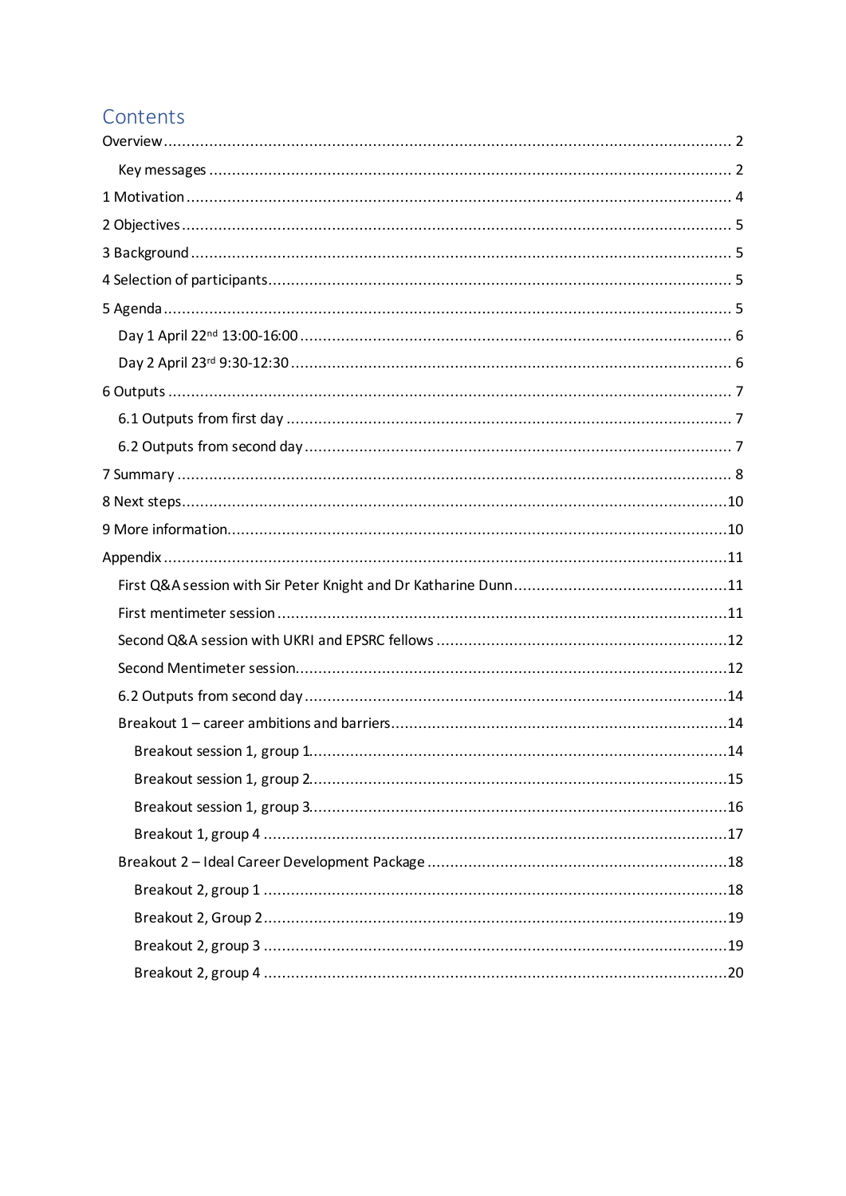# Contents

Overview .......................................................................................................................... 2

Key messages ............................................................................................................... 2

1 Motivation ...................................................................................................................... 4

2 Objectives ...................................................................................................................... 5

3 Background .................................................................................................................... 5

4 Selection of participants ................................................................................................. 5

5 Agenda ........................................................................................................................... 5

Day 1 April 22nd 13:00-16:00 ............................................................................................ 6

Day 2 April 23rd 9:30-12:30 .............................................................................................. 6

6 Outputs .......................................................................................................................... 7

6.1 Outputs from first day ................................................................................................ 7

6.2 Outputs from second day ........................................................................................... 7

7 Summary ......................................................................................................................... 8

8 Next steps ..................................................................................................................... 10

9 More information ........................................................................................................... 10

Appendix ......................................................................................................................... 11

First Q&A session with Sir Peter Knight and Dr Katharine Dunn ........................................... 11

First mentimeter session ................................................................................................. 11

Second Q&A session with UKRI and EPSRC fellows ............................................................ 12

Second Mentimeter session ............................................................................................. 12

6.2 Outputs from second day ......................................................................................... 14

Breakout 1 – career ambitions and barriers ...................................................................... 14

Breakout session 1, group 1 ......................................................................................... 14

Breakout session 1, group 2 ......................................................................................... 15

Breakout session 1, group 3 ......................................................................................... 16

Breakout 1, group 4 ..................................................................................................... 17

Breakout 2 – Ideal Career Development Package ............................................................... 18

Breakout 2, group 1 ..................................................................................................... 18

Breakout 2, Group 2 ..................................................................................................... 19

Breakout 2, group 3 ..................................................................................................... 19

Breakout 2, group 4 ..................................................................................................... 20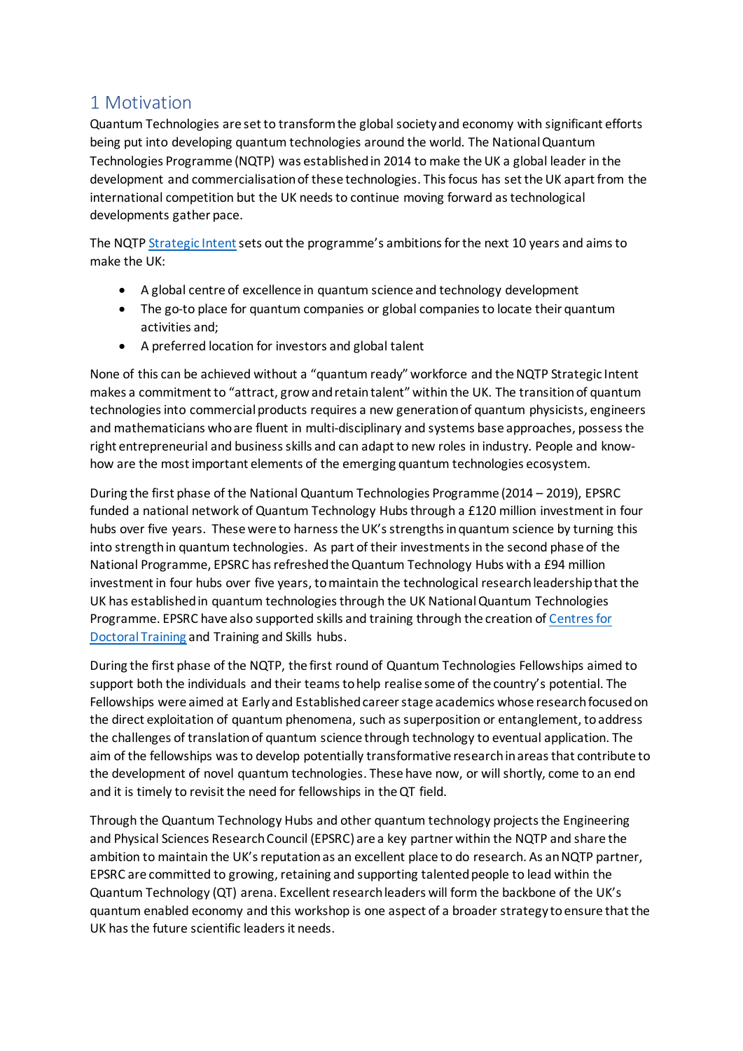## 1 Motivation

Quantum Technologies are set to transform the global society and economy with significant efforts being put into developing quantum technologies around the world. The National Quantum Technologies Programme (NQTP) was established in 2014 to make the UK a global leader in the development and commercialisation of these technologies. This focus has set the UK apart from the international competition but the UK needs to continue moving forward as technological developments gather pace.

The NQTP Strategic Intent sets out the programme's ambitions for the next 10 years and aims to make the UK:

- A global centre of excellence in quantum science and technology development
- The go-to place for quantum companies or global companies to locate their quantum activities and;
- A preferred location for investors and global talent

None of this can be achieved without a "quantum ready" workforce and the NQTP Strategic Intent makes a commitment to "attract, grow and retain talent" within the UK. The transition of quantum technologies into commercial products requires a new generation of quantum physicists, engineers and mathematicians who are fluent in multi-disciplinary and systems base approaches, possess the right entrepreneurial and business skills and can adapt to new roles in industry. People and know-how are the most important elements of the emerging quantum technologies ecosystem.

During the first phase of the National Quantum Technologies Programme (2014 – 2019), EPSRC funded a national network of Quantum Technology Hubs through a £120 million investment in four hubs over five years. These were to harness the UK's strengths in quantum science by turning this into strength in quantum technologies. As part of their investments in the second phase of the National Programme, EPSRC has refreshed the Quantum Technology Hubs with a £94 million investment in four hubs over five years, to maintain the technological research leadership that the UK has established in quantum technologies through the UK National Quantum Technologies Programme. EPSRC have also supported skills and training through the creation of Centres for Doctoral Training and Training and Skills hubs.

During the first phase of the NQTP, the first round of Quantum Technologies Fellowships aimed to support both the individuals and their teams to help realise some of the country's potential. The Fellowships were aimed at Early and Established career stage academics whose research focused on the direct exploitation of quantum phenomena, such as superposition or entanglement, to address the challenges of translation of quantum science through technology to eventual application. The aim of the fellowships was to develop potentially transformative research in areas that contribute to the development of novel quantum technologies. These have now, or will shortly, come to an end and it is timely to revisit the need for fellowships in the QT field.

Through the Quantum Technology Hubs and other quantum technology projects the Engineering and Physical Sciences Research Council (EPSRC) are a key partner within the NQTP and share the ambition to maintain the UK's reputation as an excellent place to do research. As an NQTP partner, EPSRC are committed to growing, retaining and supporting talented people to lead within the Quantum Technology (QT) arena. Excellent research leaders will form the backbone of the UK's quantum enabled economy and this workshop is one aspect of a broader strategy to ensure that the UK has the future scientific leaders it needs.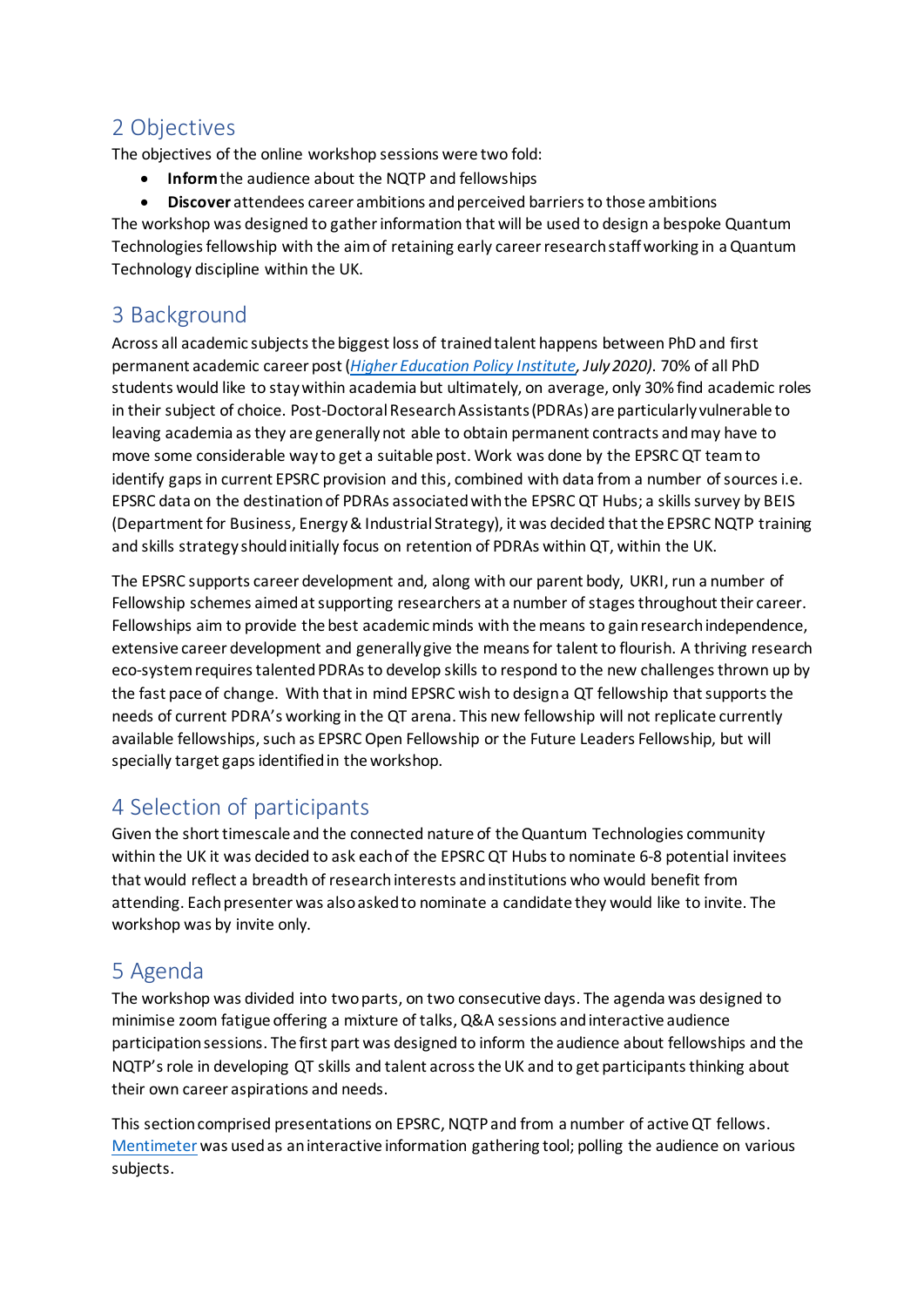## 2 Objectives

The objectives of the online workshop sessions were two fold:

- **Inform** the audience about the NQTP and fellowships
- **Discover** attendees career ambitions and perceived barriers to those ambitions

The workshop was designed to gather information that will be used to design a bespoke Quantum Technologies fellowship with the aim of retaining early career research staff working in a Quantum Technology discipline within the UK.

## 3 Background

Across all academic subjects the biggest loss of trained talent happens between PhD and first permanent academic career post (*Higher Education Policy Institute, July 2020)*. 70% of all PhD students would like to stay within academia but ultimately, on average, only 30% find academic roles in their subject of choice. Post-Doctoral Research Assistants (PDRAs) are particularly vulnerable to leaving academia as they are generally not able to obtain permanent contracts and may have to move some considerable way to get a suitable post. Work was done by the EPSRC QT team to identify gaps in current EPSRC provision and this, combined with data from a number of sources i.e. EPSRC data on the destination of PDRAs associated with the EPSRC QT Hubs; a skills survey by BEIS (Department for Business, Energy & Industrial Strategy), it was decided that the EPSRC NQTP training and skills strategy should initially focus on retention of PDRAs within QT, within the UK.

The EPSRC supports career development and, along with our parent body, UKRI, run a number of Fellowship schemes aimed at supporting researchers at a number of stages throughout their career. Fellowships aim to provide the best academic minds with the means to gain research independence, extensive career development and generally give the means for talent to flourish. A thriving research eco-system requires talented PDRAs to develop skills to respond to the new challenges thrown up by the fast pace of change. With that in mind EPSRC wish to design a QT fellowship that supports the needs of current PDRA's working in the QT arena. This new fellowship will not replicate currently available fellowships, such as EPSRC Open Fellowship or the Future Leaders Fellowship, but will specially target gaps identified in the workshop.

## 4 Selection of participants

Given the short timescale and the connected nature of the Quantum Technologies community within the UK it was decided to ask each of the EPSRC QT Hubs to nominate 6-8 potential invitees that would reflect a breadth of research interests and institutions who would benefit from attending. Each presenter was also asked to nominate a candidate they would like to invite. The workshop was by invite only.

## 5 Agenda

The workshop was divided into two parts, on two consecutive days. The agenda was designed to minimise zoom fatigue offering a mixture of talks, Q&A sessions and interactive audience participation sessions. The first part was designed to inform the audience about fellowships and the NQTP's role in developing QT skills and talent across the UK and to get participants thinking about their own career aspirations and needs.

This section comprised presentations on EPSRC, NQTP and from a number of active QT fellows. Mentimeter was used as an interactive information gathering tool; polling the audience on various subjects.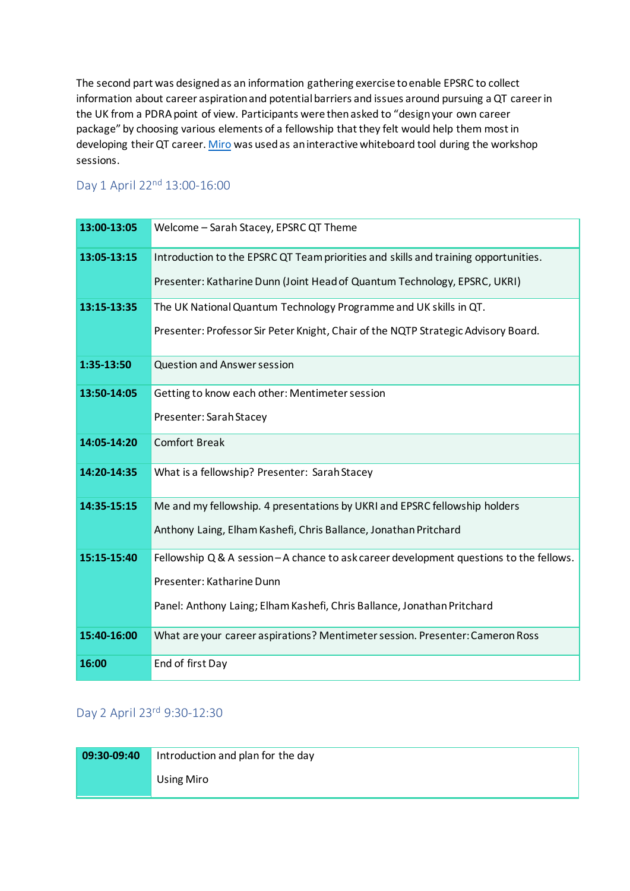The second part was designed as an information gathering exercise to enable EPSRC to collect information about career aspiration and potential barriers and issues around pursuing a QT career in the UK from a PDRA point of view. Participants were then asked to "design your own career package" by choosing various elements of a fellowship that they felt would help them most in developing their QT career. Miro was used as an interactive whiteboard tool during the workshop sessions.

### Day 1 April 22nd 13:00-16:00

| | |
|---|---|
| **13:00-13:05** | Welcome – Sarah Stacey, EPSRC QT Theme |
| **13:05-13:15** | Introduction to the EPSRC QT Team priorities and skills and training opportunities.<br><br>Presenter: Katharine Dunn (Joint Head of Quantum Technology, EPSRC, UKRI) |
| **13:15-13:35** | The UK National Quantum Technology Programme and UK skills in QT.<br><br>Presenter: Professor Sir Peter Knight, Chair of the NQTP Strategic Advisory Board. |
| **1:35-13:50** | Question and Answer session |
| **13:50-14:05** | Getting to know each other: Mentimeter session<br><br>Presenter: Sarah Stacey |
| **14:05-14:20** | Comfort Break |
| **14:20-14:35** | What is a fellowship? Presenter: Sarah Stacey |
| **14:35-15:15** | Me and my fellowship. 4 presentations by UKRI and EPSRC fellowship holders<br><br>Anthony Laing, Elham Kashefi, Chris Ballance, Jonathan Pritchard |
| **15:15-15:40** | Fellowship Q & A session – A chance to ask career development questions to the fellows.<br><br>Presenter: Katharine Dunn<br><br>Panel: Anthony Laing; Elham Kashefi, Chris Ballance, Jonathan Pritchard |
| **15:40-16:00** | What are your career aspirations? Mentimeter session. Presenter: Cameron Ross |
| **16:00** | End of first Day |

### Day 2 April 23rd 9:30-12:30

| | |
|---|---|
| **09:30-09:40** | Introduction and plan for the day<br><br>Using Miro |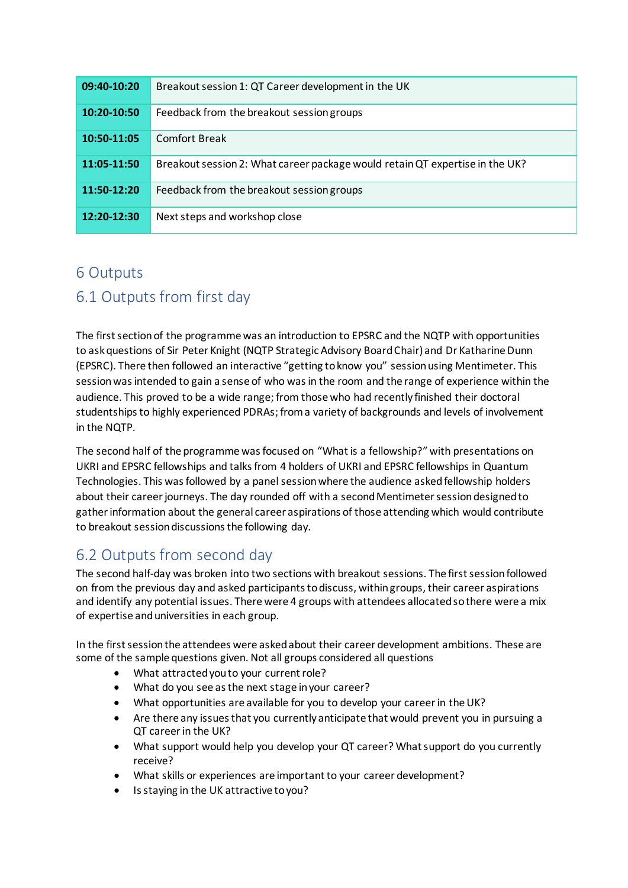| | |
|---|---|
| **09:40-10:20** | Breakout session 1: QT Career development in the UK |
| **10:20-10:50** | Feedback from the breakout session groups |
| **10:50-11:05** | Comfort Break |
| **11:05-11:50** | Breakout session 2: What career package would retain QT expertise in the UK? |
| **11:50-12:20** | Feedback from the breakout session groups |
| **12:20-12:30** | Next steps and workshop close |

# 6 Outputs

## 6.1 Outputs from first day

The first section of the programme was an introduction to EPSRC and the NQTP with opportunities to ask questions of Sir Peter Knight (NQTP Strategic Advisory Board Chair) and Dr Katharine Dunn (EPSRC). There then followed an interactive "getting to know you" session using Mentimeter. This session was intended to gain a sense of who was in the room and the range of experience within the audience. This proved to be a wide range; from those who had recently finished their doctoral studentships to highly experienced PDRAs; from a variety of backgrounds and levels of involvement in the NQTP.

The second half of the programme was focused on "What is a fellowship?" with presentations on UKRI and EPSRC fellowships and talks from 4 holders of UKRI and EPSRC fellowships in Quantum Technologies. This was followed by a panel session where the audience asked fellowship holders about their career journeys. The day rounded off with a second Mentimeter session designed to gather information about the general career aspirations of those attending which would contribute to breakout session discussions the following day.

## 6.2 Outputs from second day

The second half-day was broken into two sections with breakout sessions. The first session followed on from the previous day and asked participants to discuss, within groups, their career aspirations and identify any potential issues. There were 4 groups with attendees allocated so there were a mix of expertise and universities in each group.

In the first session the attendees were asked about their career development ambitions. These are some of the sample questions given. Not all groups considered all questions

- What attracted you to your current role?
- What do you see as the next stage in your career?
- What opportunities are available for you to develop your career in the UK?
- Are there any issues that you currently anticipate that would prevent you in pursuing a QT career in the UK?
- What support would help you develop your QT career? What support do you currently receive?
- What skills or experiences are important to your career development?
- Is staying in the UK attractive to you?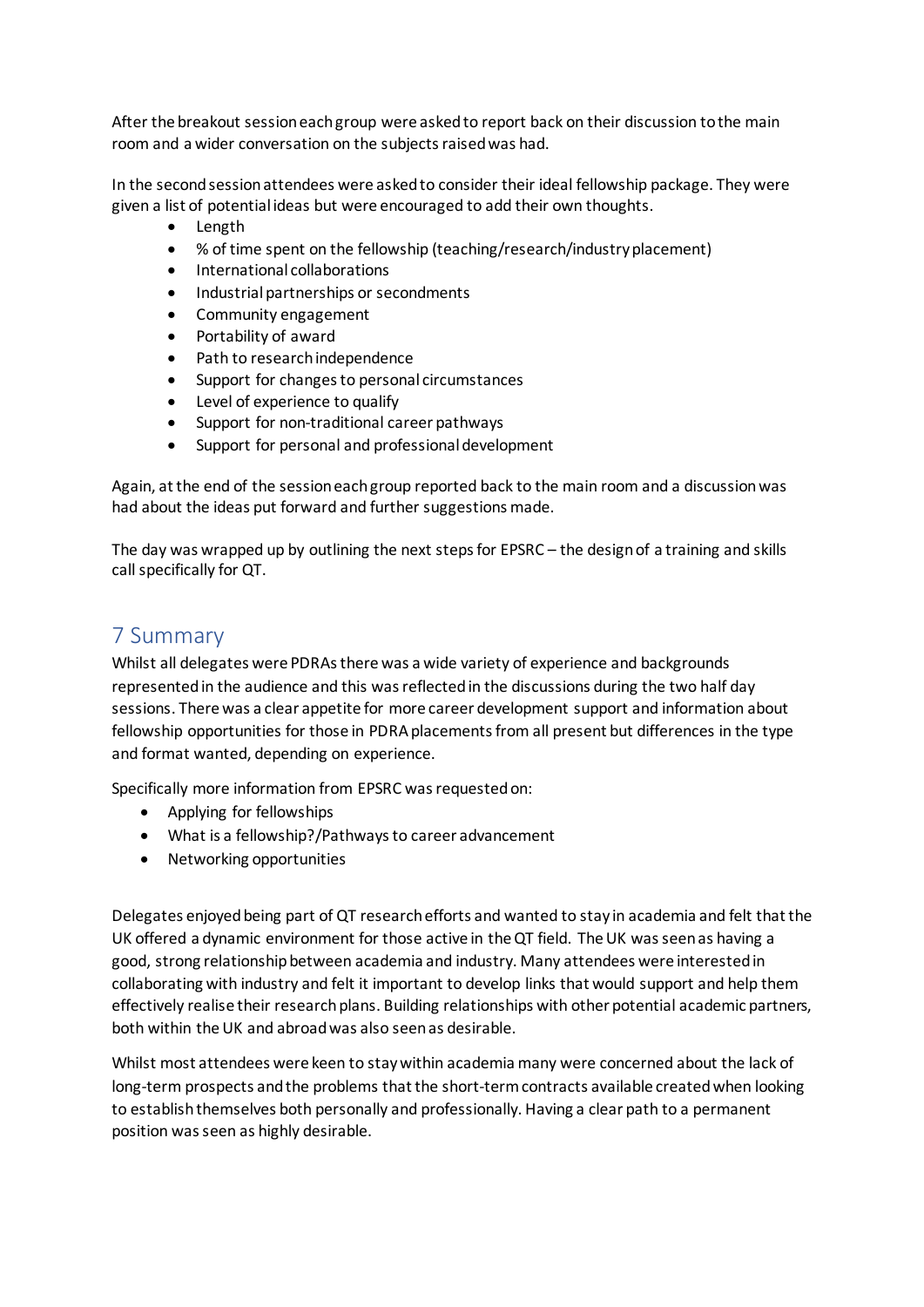After the breakout session each group were asked to report back on their discussion to the main room and a wider conversation on the subjects raised was had.

In the second session attendees were asked to consider their ideal fellowship package. They were given a list of potential ideas but were encouraged to add their own thoughts.

- Length
- % of time spent on the fellowship (teaching/research/industry placement)
- International collaborations
- Industrial partnerships or secondments
- Community engagement
- Portability of award
- Path to research independence
- Support for changes to personal circumstances
- Level of experience to qualify
- Support for non-traditional career pathways
- Support for personal and professional development

Again, at the end of the session each group reported back to the main room and a discussion was had about the ideas put forward and further suggestions made.

The day was wrapped up by outlining the next steps for EPSRC – the design of a training and skills call specifically for QT.

## 7 Summary

Whilst all delegates were PDRAs there was a wide variety of experience and backgrounds represented in the audience and this was reflected in the discussions during the two half day sessions. There was a clear appetite for more career development support and information about fellowship opportunities for those in PDRA placements from all present but differences in the type and format wanted, depending on experience.

Specifically more information from EPSRC was requested on:

- Applying for fellowships
- What is a fellowship?/Pathways to career advancement
- Networking opportunities

Delegates enjoyed being part of QT research efforts and wanted to stay in academia and felt that the UK offered a dynamic environment for those active in the QT field. The UK was seen as having a good, strong relationship between academia and industry. Many attendees were interested in collaborating with industry and felt it important to develop links that would support and help them effectively realise their research plans. Building relationships with other potential academic partners, both within the UK and abroad was also seen as desirable.

Whilst most attendees were keen to stay within academia many were concerned about the lack of long-term prospects and the problems that the short-term contracts available created when looking to establish themselves both personally and professionally. Having a clear path to a permanent position was seen as highly desirable.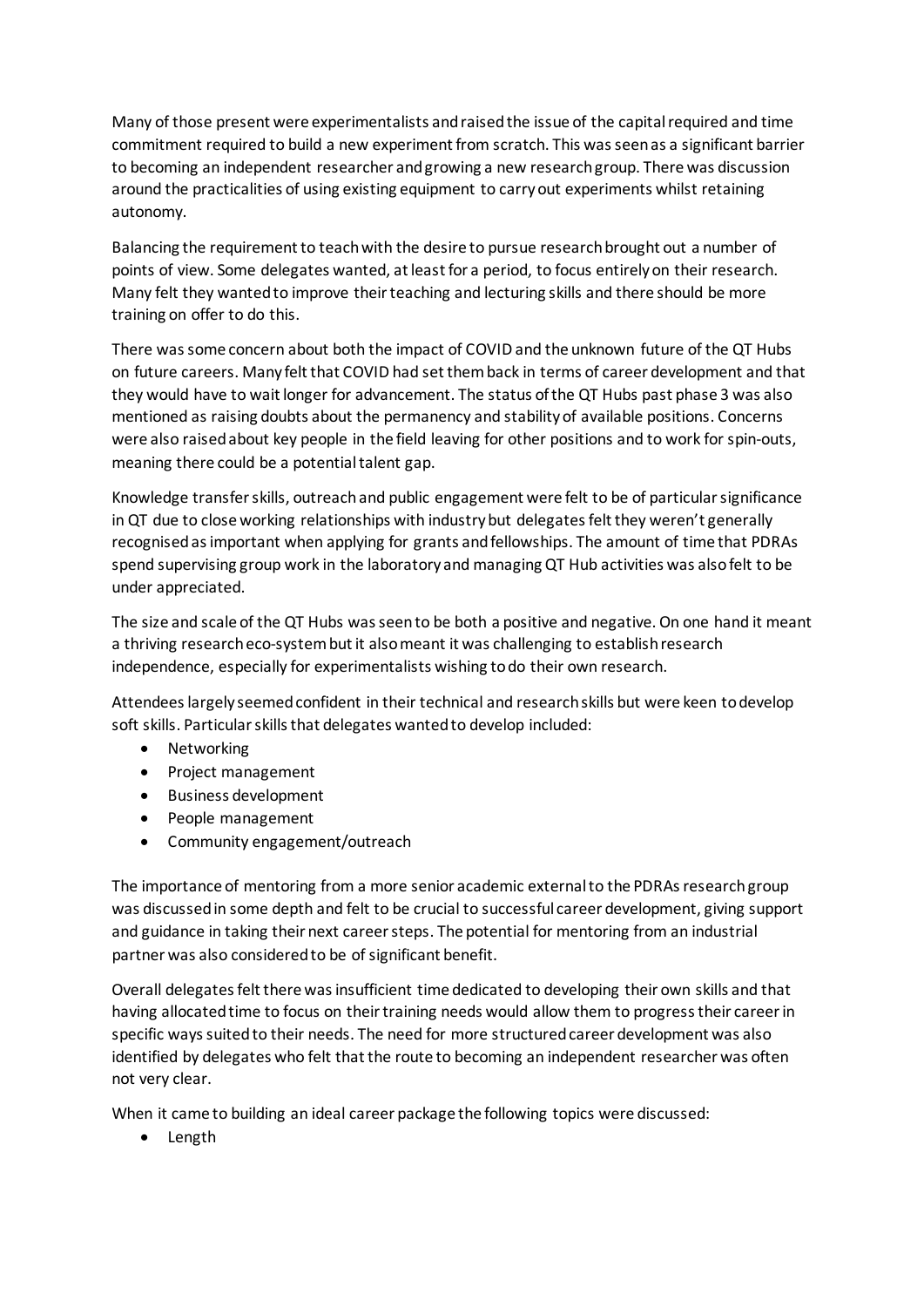Many of those present were experimentalists and raised the issue of the capital required and time commitment required to build a new experiment from scratch. This was seen as a significant barrier to becoming an independent researcher and growing a new research group. There was discussion around the practicalities of using existing equipment to carry out experiments whilst retaining autonomy.

Balancing the requirement to teach with the desire to pursue research brought out a number of points of view. Some delegates wanted, at least for a period, to focus entirely on their research. Many felt they wanted to improve their teaching and lecturing skills and there should be more training on offer to do this.

There was some concern about both the impact of COVID and the unknown future of the QT Hubs on future careers. Many felt that COVID had set them back in terms of career development and that they would have to wait longer for advancement. The status of the QT Hubs past phase 3 was also mentioned as raising doubts about the permanency and stability of available positions. Concerns were also raised about key people in the field leaving for other positions and to work for spin-outs, meaning there could be a potential talent gap.

Knowledge transfer skills, outreach and public engagement were felt to be of particular significance in QT due to close working relationships with industry but delegates felt they weren't generally recognised as important when applying for grants and fellowships. The amount of time that PDRAs spend supervising group work in the laboratory and managing QT Hub activities was also felt to be under appreciated.

The size and scale of the QT Hubs was seen to be both a positive and negative. On one hand it meant a thriving research eco-system but it also meant it was challenging to establish research independence, especially for experimentalists wishing to do their own research.

Attendees largely seemed confident in their technical and research skills but were keen to develop soft skills. Particular skills that delegates wanted to develop included:

- Networking
- Project management
- Business development
- People management
- Community engagement/outreach

The importance of mentoring from a more senior academic external to the PDRAs research group was discussed in some depth and felt to be crucial to successful career development, giving support and guidance in taking their next career steps. The potential for mentoring from an industrial partner was also considered to be of significant benefit.

Overall delegates felt there was insufficient time dedicated to developing their own skills and that having allocated time to focus on their training needs would allow them to progress their career in specific ways suited to their needs. The need for more structured career development was also identified by delegates who felt that the route to becoming an independent researcher was often not very clear.

When it came to building an ideal career package the following topics were discussed:

- Length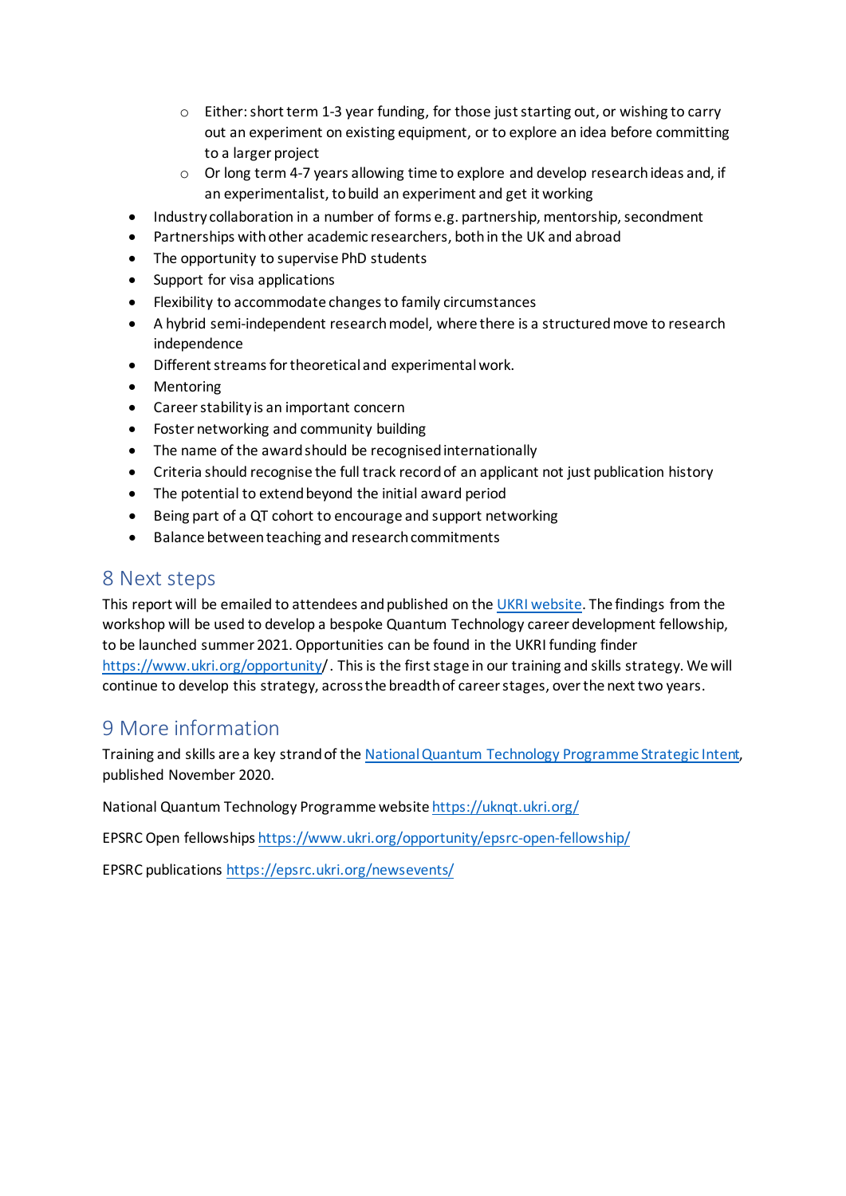- Either: short term 1-3 year funding, for those just starting out, or wishing to carry out an experiment on existing equipment, or to explore an idea before committing to a larger project
    - Or long term 4-7 years allowing time to explore and develop research ideas and, if an experimentalist, to build an experiment and get it working
- Industry collaboration in a number of forms e.g. partnership, mentorship, secondment
- Partnerships with other academic researchers, both in the UK and abroad
- The opportunity to supervise PhD students
- Support for visa applications
- Flexibility to accommodate changes to family circumstances
- A hybrid semi-independent research model, where there is a structured move to research independence
- Different streams for theoretical and experimental work.
- Mentoring
- Career stability is an important concern
- Foster networking and community building
- The name of the award should be recognised internationally
- Criteria should recognise the full track record of an applicant not just publication history
- The potential to extend beyond the initial award period
- Being part of a QT cohort to encourage and support networking
- Balance between teaching and research commitments

## 8 Next steps

This report will be emailed to attendees and published on the [UKRI website](). The findings from the workshop will be used to develop a bespoke Quantum Technology career development fellowship, to be launched summer 2021. Opportunities can be found in the UKRI funding finder [https://www.ukri.org/opportunity/](https://www.ukri.org/opportunity/). This is the first stage in our training and skills strategy. We will continue to develop this strategy, across the breadth of career stages, over the next two years.

## 9 More information

Training and skills are a key strand of the [National Quantum Technology Programme Strategic Intent](), published November 2020.

National Quantum Technology Programme website [https://uknqt.ukri.org/](https://uknqt.ukri.org/)

EPSRC Open fellowships [https://www.ukri.org/opportunity/epsrc-open-fellowship/](https://www.ukri.org/opportunity/epsrc-open-fellowship/)

EPSRC publications [https://epsrc.ukri.org/newsevents/](https://epsrc.ukri.org/newsevents/)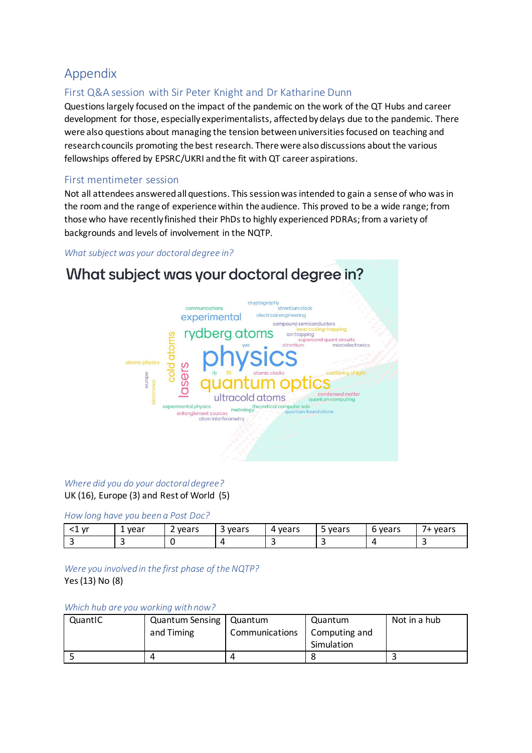# Appendix

## First Q&A session with Sir Peter Knight and Dr Katharine Dunn

Questions largely focused on the impact of the pandemic on the work of the QT Hubs and career development for those, especially experimentalists, affected by delays due to the pandemic. There were also questions about managing the tension between universities focused on teaching and research councils promoting the best research. There were also discussions about the various fellowships offered by EPSRC/UKRI and the fit with QT career aspirations.

## First mentimeter session

Not all attendees answered all questions. This session was intended to gain a sense of who was in the room and the range of experience within the audience. This proved to be a wide range; from those who have recently finished their PhDs to highly experienced PDRAs; from a variety of backgrounds and levels of involvement in the NQTP.

*What subject was your doctoral degree in?*

What subject was your doctoral degree in?

cryptography, strontium clock, communications, experimental, electrical engineering, compound semiconductors, laser cooling-trapping, rydberg atoms, ion trapping, supercond quant circuits, yes, strontium, microelectronics, cold atoms, atomic physics, physics, europe, electronics, lasers, rb, 10, atomic clocks, scattering of light, quantum optics, ultracold atoms, condensed matter, quantum computing, experimental physics, metrology, theoretical computer scie, entanglement sources, quantum foundations, atom interferometry

*Where did you do your doctoral degree?*

UK (16), Europe (3) and Rest of World (5)

*How long have you been a Post Doc?*

| <1 yr | 1 year | 2 years | 3 years | 4 years | 5 years | 6 years | 7+ years |
|---|---|---|---|---|---|---|---|
| 3 | 3 | 0 | 4 | 3 | 3 | 4 | 3 |

*Were you involved in the first phase of the NQTP?*

Yes (13) No (8)

*Which hub are you working with now?*

| QuantIC | Quantum Sensing and Timing | Quantum Communications | Quantum Computing and Simulation | Not in a hub |
|---|---|---|---|---|
| 5 | 4 | 4 | 8 | 3 |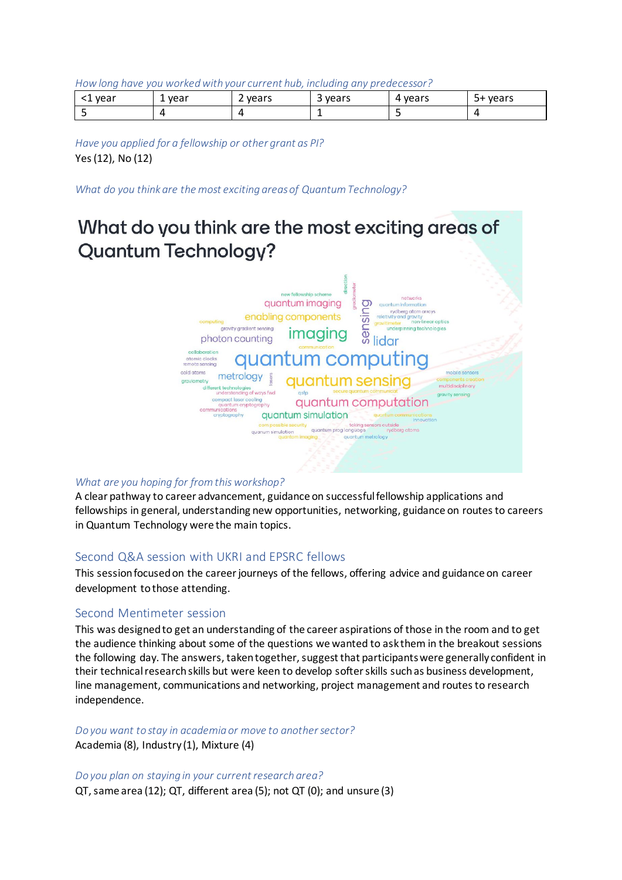*How long have you worked with your current hub, including any predecessor?*

| <1 year | 1 year | 2 years | 3 years | 4 years | 5+ years |
|---|---|---|---|---|---|
| 5 | 4 | 4 | 1 | 5 | 4 |

*Have you applied for a fellowship or other grant as PI?*

Yes (12), No (12)

*What do you think are the most exciting areas of Quantum Technology?*

*What are you hoping for from this workshop?*

A clear pathway to career advancement, guidance on successful fellowship applications and fellowships in general, understanding new opportunities, networking, guidance on routes to careers in Quantum Technology were the main topics.

## Second Q&A session with UKRI and EPSRC fellows

This session focused on the career journeys of the fellows, offering advice and guidance on career development to those attending.

## Second Mentimeter session

This was designed to get an understanding of the career aspirations of those in the room and to get the audience thinking about some of the questions we wanted to ask them in the breakout sessions the following day. The answers, taken together, suggest that participants were generally confident in their technical research skills but were keen to develop softer skills such as business development, line management, communications and networking, project management and routes to research independence.

*Do you want to stay in academia or move to another sector?*

Academia (8), Industry (1), Mixture (4)

*Do you plan on staying in your current research area?*

QT, same area (12); QT, different area (5); not QT (0); and unsure (3)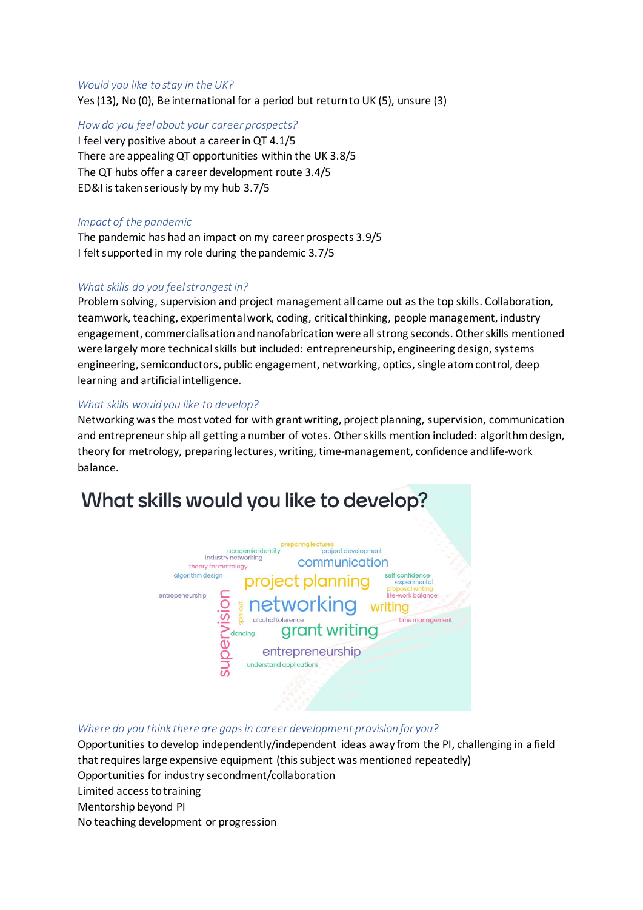*Would you like to stay in the UK?*

Yes (13), No (0), Be international for a period but return to UK (5), unsure (3)

*How do you feel about your career prospects?*

I feel very positive about a career in QT 4.1/5
There are appealing QT opportunities within the UK 3.8/5
The QT hubs offer a career development route 3.4/5
ED&I is taken seriously by my hub 3.7/5

*Impact of the pandemic*

The pandemic has had an impact on my career prospects 3.9/5
I felt supported in my role during the pandemic 3.7/5

*What skills do you feel strongest in?*

Problem solving, supervision and project management all came out as the top skills. Collaboration, teamwork, teaching, experimental work, coding, critical thinking, people management, industry engagement, commercialisation and nanofabrication were all strong seconds. Other skills mentioned were largely more technical skills but included: entrepreneurship, engineering design, systems engineering, semiconductors, public engagement, networking, optics, single atom control, deep learning and artificial intelligence.

*What skills would you like to develop?*

Networking was the most voted for with grant writing, project planning, supervision, communication and entrepreneur ship all getting a number of votes. Other skills mention included: algorithm design, theory for metrology, preparing lectures, writing, time-management, confidence and life-work balance.

*Where do you think there are gaps in career development provision for you?*

Opportunities to develop independently/independent ideas away from the PI, challenging in a field that requires large expensive equipment (this subject was mentioned repeatedly)
Opportunities for industry secondment/collaboration
Limited access to training
Mentorship beyond PI
No teaching development or progression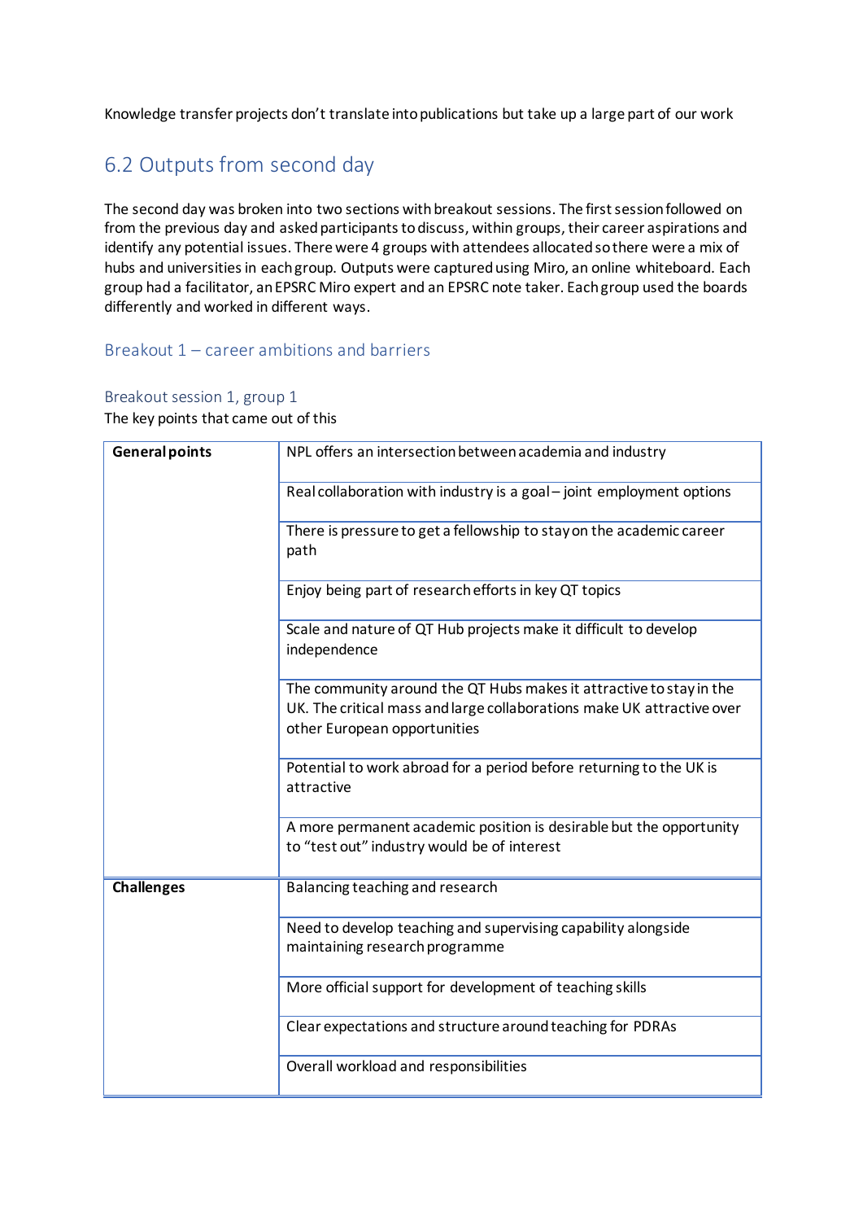Knowledge transfer projects don't translate into publications but take up a large part of our work

## 6.2 Outputs from second day

The second day was broken into two sections with breakout sessions. The first session followed on from the previous day and asked participants to discuss, within groups, their career aspirations and identify any potential issues. There were 4 groups with attendees allocated so there were a mix of hubs and universities in each group. Outputs were captured using Miro, an online whiteboard. Each group had a facilitator, an EPSRC Miro expert and an EPSRC note taker. Each group used the boards differently and worked in different ways.

### Breakout 1 – career ambitions and barriers

#### Breakout session 1, group 1

The key points that came out of this

| | |
|---|---|
| **General points** | NPL offers an intersection between academia and industry |
| | Real collaboration with industry is a goal – joint employment options |
| | There is pressure to get a fellowship to stay on the academic career path |
| | Enjoy being part of research efforts in key QT topics |
| | Scale and nature of QT Hub projects make it difficult to develop independence |
| | The community around the QT Hubs makes it attractive to stay in the UK. The critical mass and large collaborations make UK attractive over other European opportunities |
| | Potential to work abroad for a period before returning to the UK is attractive |
| | A more permanent academic position is desirable but the opportunity to "test out" industry would be of interest |
| **Challenges** | Balancing teaching and research |
| | Need to develop teaching and supervising capability alongside maintaining research programme |
| | More official support for development of teaching skills |
| | Clear expectations and structure around teaching for PDRAs |
| | Overall workload and responsibilities |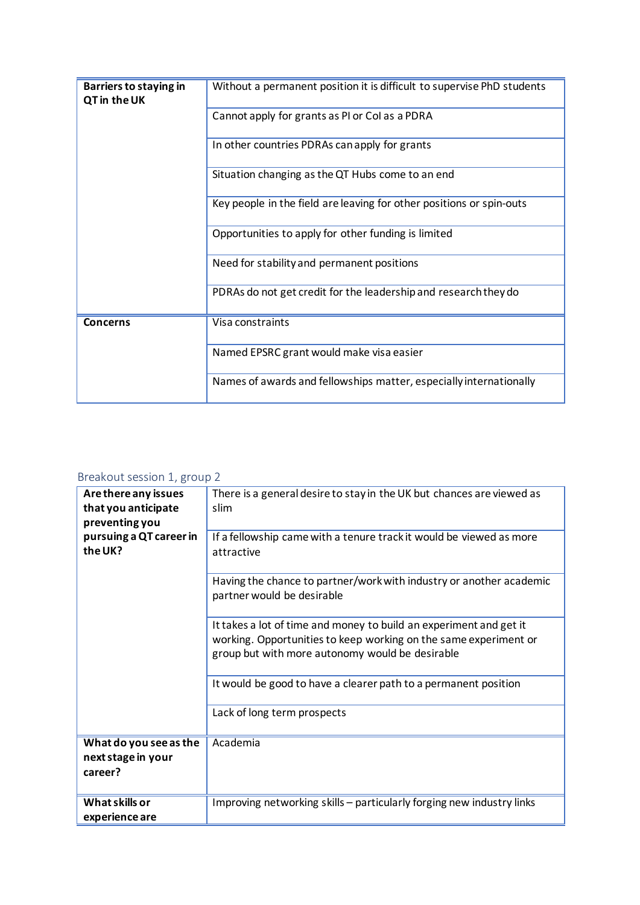| | |
|---|---|
| **Barriers to staying in QT in the UK** | Without a permanent position it is difficult to supervise PhD students |
| | Cannot apply for grants as PI or CoI as a PDRA |
| | In other countries PDRAs can apply for grants |
| | Situation changing as the QT Hubs come to an end |
| | Key people in the field are leaving for other positions or spin-outs |
| | Opportunities to apply for other funding is limited |
| | Need for stability and permanent positions |
| | PDRAs do not get credit for the leadership and research they do |
| **Concerns** | Visa constraints |
| | Named EPSRC grant would make visa easier |
| | Names of awards and fellowships matter, especially internationally |

## Breakout session 1, group 2

| | |
|---|---|
| **Are there any issues that you anticipate preventing you pursuing a QT career in the UK?** | There is a general desire to stay in the UK but chances are viewed as slim |
| | If a fellowship came with a tenure track it would be viewed as more attractive |
| | Having the chance to partner/work with industry or another academic partner would be desirable |
| | It takes a lot of time and money to build an experiment and get it working. Opportunities to keep working on the same experiment or group but with more autonomy would be desirable |
| | It would be good to have a clearer path to a permanent position |
| | Lack of long term prospects |
| **What do you see as the next stage in your career?** | Academia |
| **What skills or experience are** | Improving networking skills – particularly forging new industry links |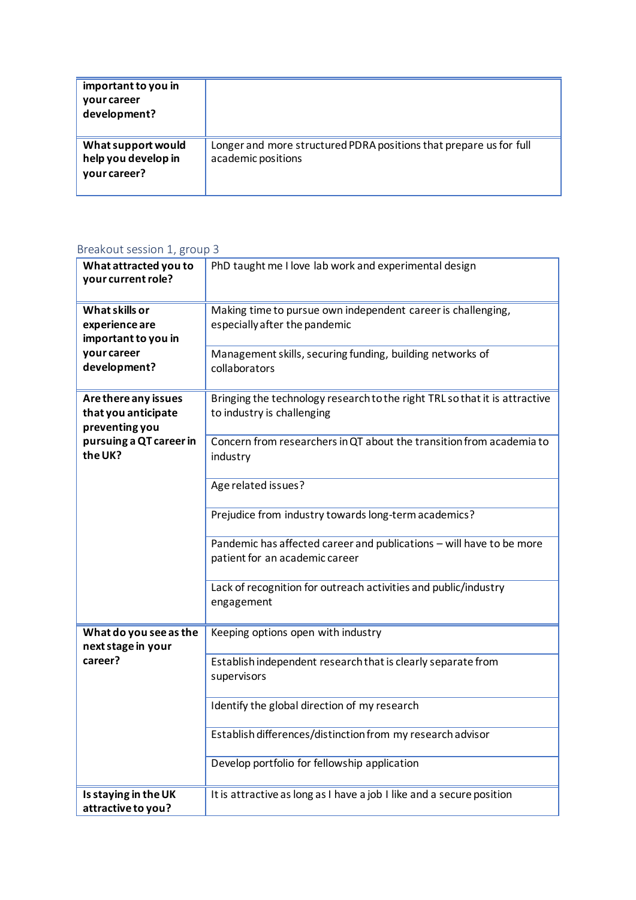| | |
|---|---|
| important to you in your career development? | |
| What support would help you develop in your career? | Longer and more structured PDRA positions that prepare us for full academic positions |

### Breakout session 1, group 3

| | |
|---|---|
| What attracted you to your current role? | PhD taught me I love lab work and experimental design |
| What skills or experience are important to you in your career development? | Making time to pursue own independent career is challenging, especially after the pandemic |
| | Management skills, securing funding, building networks of collaborators |
| Are there any issues that you anticipate preventing you pursuing a QT career in the UK? | Bringing the technology research to the right TRL so that it is attractive to industry is challenging |
| | Concern from researchers in QT about the transition from academia to industry |
| | Age related issues? |
| | Prejudice from industry towards long-term academics? |
| | Pandemic has affected career and publications – will have to be more patient for an academic career |
| | Lack of recognition for outreach activities and public/industry engagement |
| What do you see as the next stage in your career? | Keeping options open with industry |
| | Establish independent research that is clearly separate from supervisors |
| | Identify the global direction of my research |
| | Establish differences/distinction from my research advisor |
| | Develop portfolio for fellowship application |
| Is staying in the UK attractive to you? | It is attractive as long as I have a job I like and a secure position |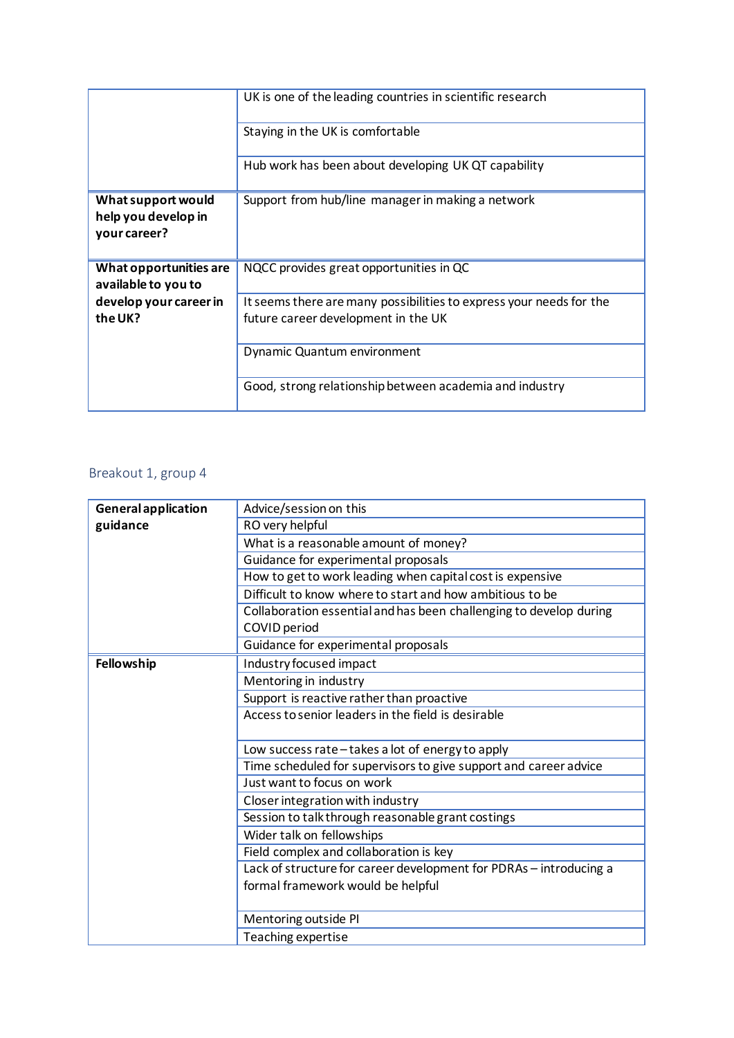| | |
|---|---|
| | UK is one of the leading countries in scientific research |
| | Staying in the UK is comfortable |
| | Hub work has been about developing UK QT capability |
| **What support would help you develop in your career?** | Support from hub/line manager in making a network |
| **What opportunities are available to you to develop your career in the UK?** | NQCC provides great opportunities in QC |
| | It seems there are many possibilities to express your needs for the future career development in the UK |
| | Dynamic Quantum environment |
| | Good, strong relationship between academia and industry |

## Breakout 1, group 4

| | |
|---|---|
| **General application guidance** | Advice/session on this |
| | RO very helpful |
| | What is a reasonable amount of money? |
| | Guidance for experimental proposals |
| | How to get to work leading when capital cost is expensive |
| | Difficult to know where to start and how ambitious to be |
| | Collaboration essential and has been challenging to develop during COVID period |
| | Guidance for experimental proposals |
| **Fellowship** | Industry focused impact |
| | Mentoring in industry |
| | Support is reactive rather than proactive |
| | Access to senior leaders in the field is desirable |
| | Low success rate – takes a lot of energy to apply |
| | Time scheduled for supervisors to give support and career advice |
| | Just want to focus on work |
| | Closer integration with industry |
| | Session to talk through reasonable grant costings |
| | Wider talk on fellowships |
| | Field complex and collaboration is key |
| | Lack of structure for career development for PDRAs – introducing a formal framework would be helpful |
| | Mentoring outside PI |
| | Teaching expertise |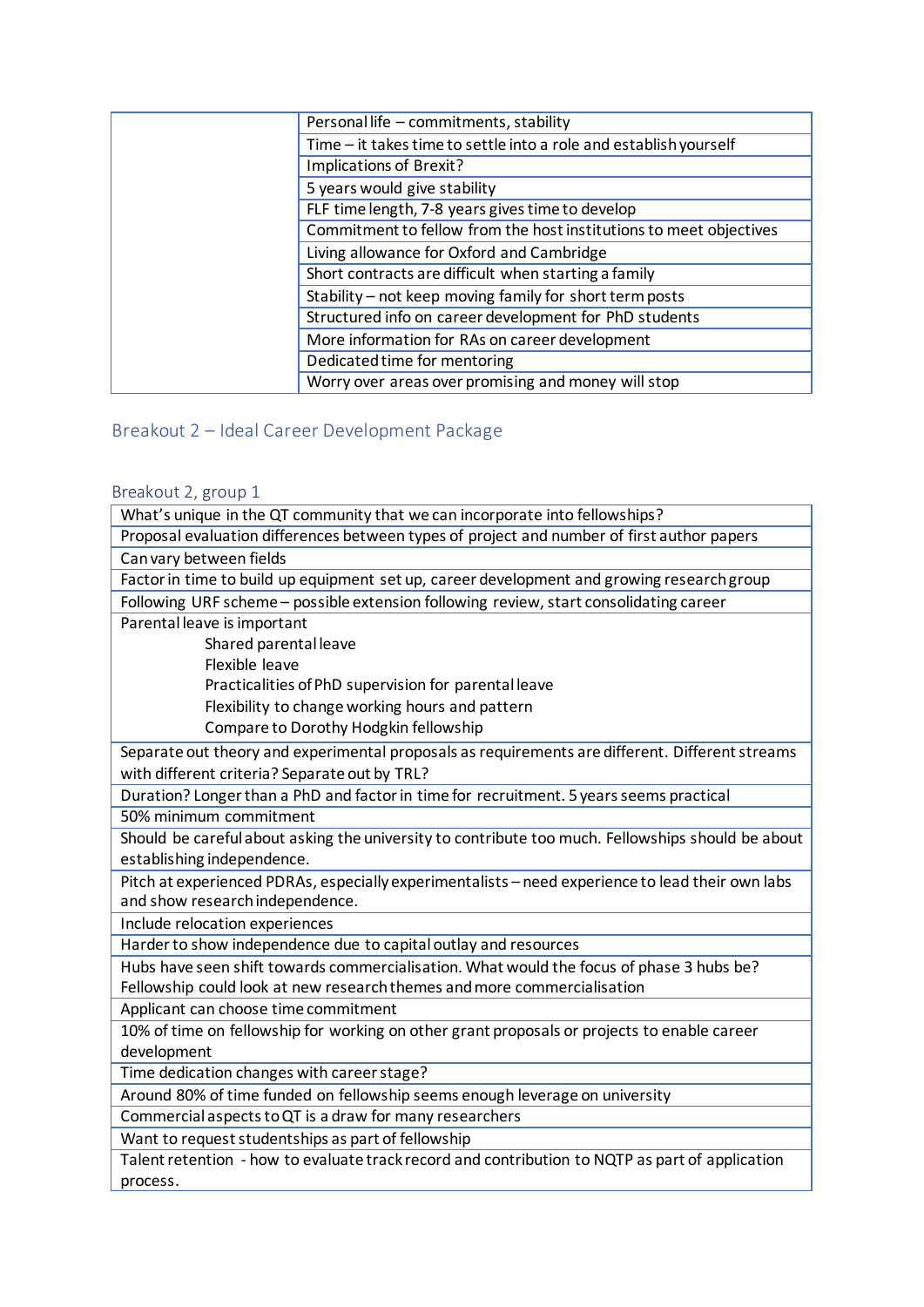| | |
|---|---|
| | Personal life – commitments, stability |
| | Time – it takes time to settle into a role and establish yourself |
| | Implications of Brexit? |
| | 5 years would give stability |
| | FLF time length, 7-8 years gives time to develop |
| | Commitment to fellow from the host institutions to meet objectives |
| | Living allowance for Oxford and Cambridge |
| | Short contracts are difficult when starting a family |
| | Stability – not keep moving family for short term posts |
| | Structured info on career development for PhD students |
| | More information for RAs on career development |
| | Dedicated time for mentoring |
| | Worry over areas over promising and money will stop |

## Breakout 2 – Ideal Career Development Package

### Breakout 2, group 1

| |
|---|
| What's unique in the QT community that we can incorporate into fellowships? |
| Proposal evaluation differences between types of project and number of first author papers |
| Can vary between fields |
| Factor in time to build up equipment set up, career development and growing research group |
| Following URF scheme – possible extension following review, start consolidating career |
| Parental leave is important<br>Shared parental leave<br>Flexible leave<br>Practicalities of PhD supervision for parental leave<br>Flexibility to change working hours and pattern<br>Compare to Dorothy Hodgkin fellowship |
| Separate out theory and experimental proposals as requirements are different. Different streams with different criteria? Separate out by TRL? |
| Duration? Longer than a PhD and factor in time for recruitment. 5 years seems practical |
| 50% minimum commitment |
| Should be careful about asking the university to contribute too much. Fellowships should be about establishing independence. |
| Pitch at experienced PDRAs, especially experimentalists – need experience to lead their own labs and show research independence. |
| Include relocation experiences |
| Harder to show independence due to capital outlay and resources |
| Hubs have seen shift towards commercialisation. What would the focus of phase 3 hubs be? Fellowship could look at new research themes and more commercialisation |
| Applicant can choose time commitment |
| 10% of time on fellowship for working on other grant proposals or projects to enable career development |
| Time dedication changes with career stage? |
| Around 80% of time funded on fellowship seems enough leverage on university |
| Commercial aspects to QT is a draw for many researchers |
| Want to request studentships as part of fellowship |
| Talent retention - how to evaluate track record and contribution to NQTP as part of application process. |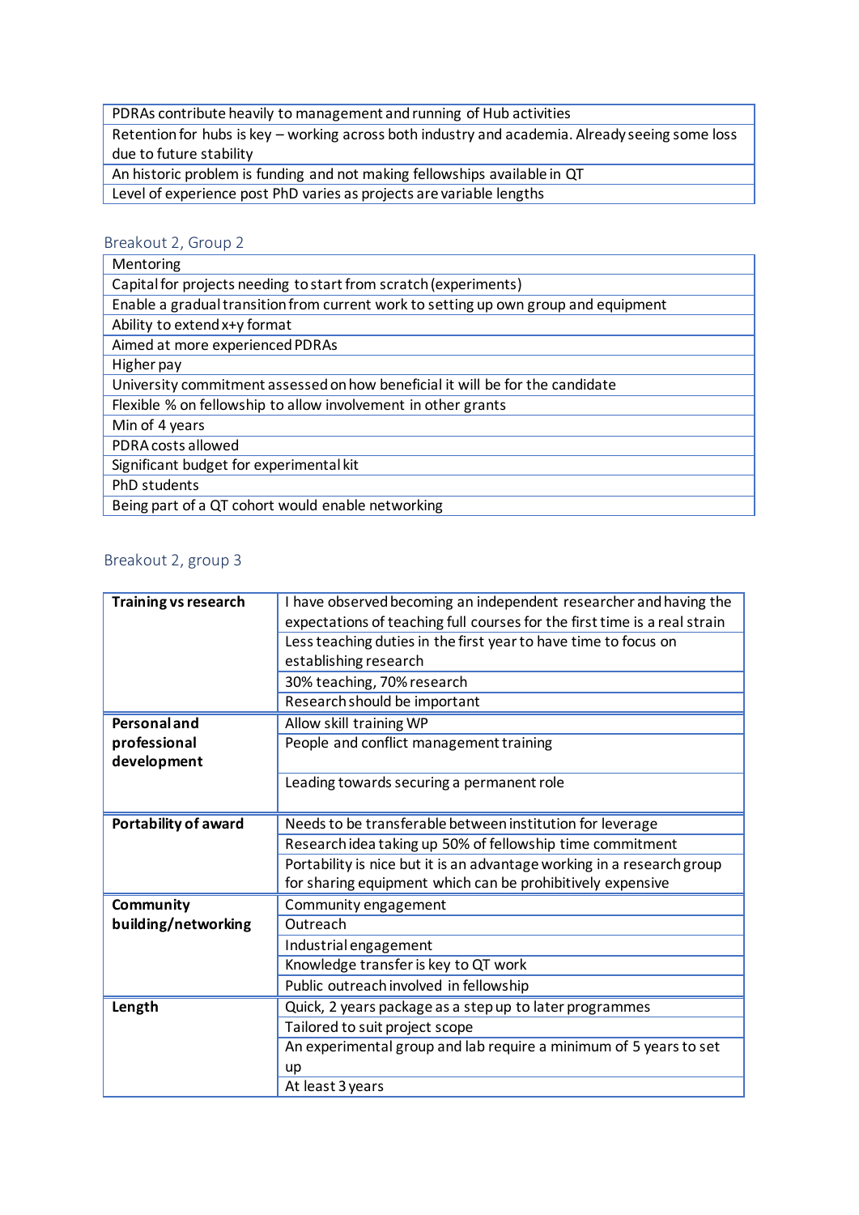| PDRAs contribute heavily to management and running of Hub activities |
| --- |
| Retention for hubs is key – working across both industry and academia. Already seeing some loss due to future stability |
| An historic problem is funding and not making fellowships available in QT |
| Level of experience post PhD varies as projects are variable lengths |

### Breakout 2, Group 2

| Mentoring |
| --- |
| Capital for projects needing to start from scratch (experiments) |
| Enable a gradual transition from current work to setting up own group and equipment |
| Ability to extend x+y format |
| Aimed at more experienced PDRAs |
| Higher pay |
| University commitment assessed on how beneficial it will be for the candidate |
| Flexible % on fellowship to allow involvement in other grants |
| Min of 4 years |
| PDRA costs allowed |
| Significant budget for experimental kit |
| PhD students |
| Being part of a QT cohort would enable networking |

### Breakout 2, group 3

| **Training vs research** | I have observed becoming an independent researcher and having the expectations of teaching full courses for the first time is a real strain |
| --- | --- |
| | Less teaching duties in the first year to have time to focus on establishing research |
| | 30% teaching, 70% research |
| | Research should be important |
| **Personal and professional development** | Allow skill training WP |
| | People and conflict management training |
| | Leading towards securing a permanent role |
| **Portability of award** | Needs to be transferable between institution for leverage |
| | Research idea taking up 50% of fellowship time commitment |
| | Portability is nice but it is an advantage working in a research group for sharing equipment which can be prohibitively expensive |
| **Community building/networking** | Community engagement |
| | Outreach |
| | Industrial engagement |
| | Knowledge transfer is key to QT work |
| | Public outreach involved in fellowship |
| **Length** | Quick, 2 years package as a step up to later programmes |
| | Tailored to suit project scope |
| | An experimental group and lab require a minimum of 5 years to set up |
| | At least 3 years |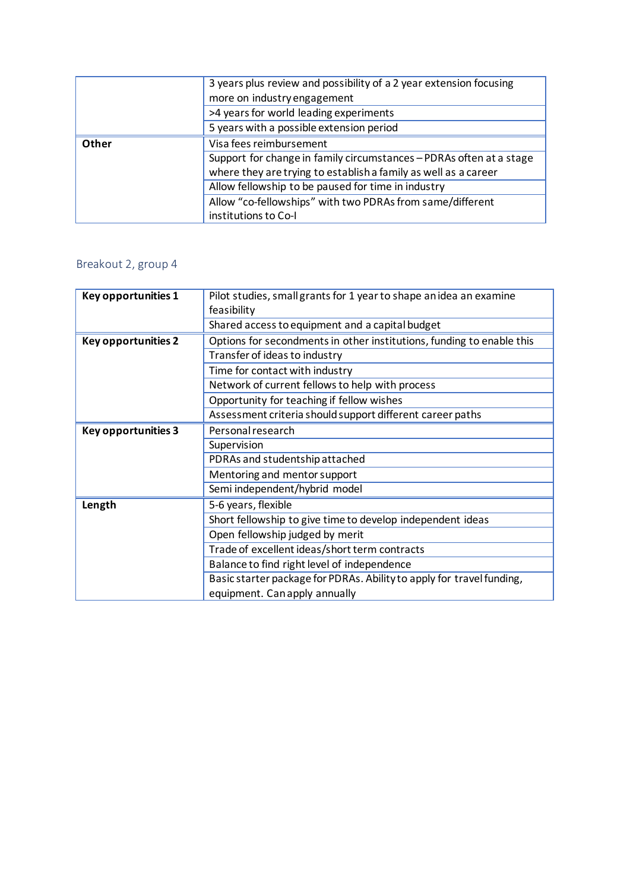| | |
|---|---|
| | 3 years plus review and possibility of a 2 year extension focusing more on industry engagement |
| | >4 years for world leading experiments |
| | 5 years with a possible extension period |
| **Other** | Visa fees reimbursement |
| | Support for change in family circumstances – PDRAs often at a stage where they are trying to establish a family as well as a career |
| | Allow fellowship to be paused for time in industry |
| | Allow “co-fellowships” with two PDRAs from same/different institutions to Co-I |

## Breakout 2, group 4

| | |
|---|---|
| **Key opportunities 1** | Pilot studies, small grants for 1 year to shape an idea an examine feasibility |
| | Shared access to equipment and a capital budget |
| **Key opportunities 2** | Options for secondments in other institutions, funding to enable this |
| | Transfer of ideas to industry |
| | Time for contact with industry |
| | Network of current fellows to help with process |
| | Opportunity for teaching if fellow wishes |
| | Assessment criteria should support different career paths |
| **Key opportunities 3** | Personal research |
| | Supervision |
| | PDRAs and studentship attached |
| | Mentoring and mentor support |
| | Semi independent/hybrid model |
| **Length** | 5-6 years, flexible |
| | Short fellowship to give time to develop independent ideas |
| | Open fellowship judged by merit |
| | Trade of excellent ideas/short term contracts |
| | Balance to find right level of independence |
| | Basic starter package for PDRAs. Ability to apply for travel funding, equipment. Can apply annually |